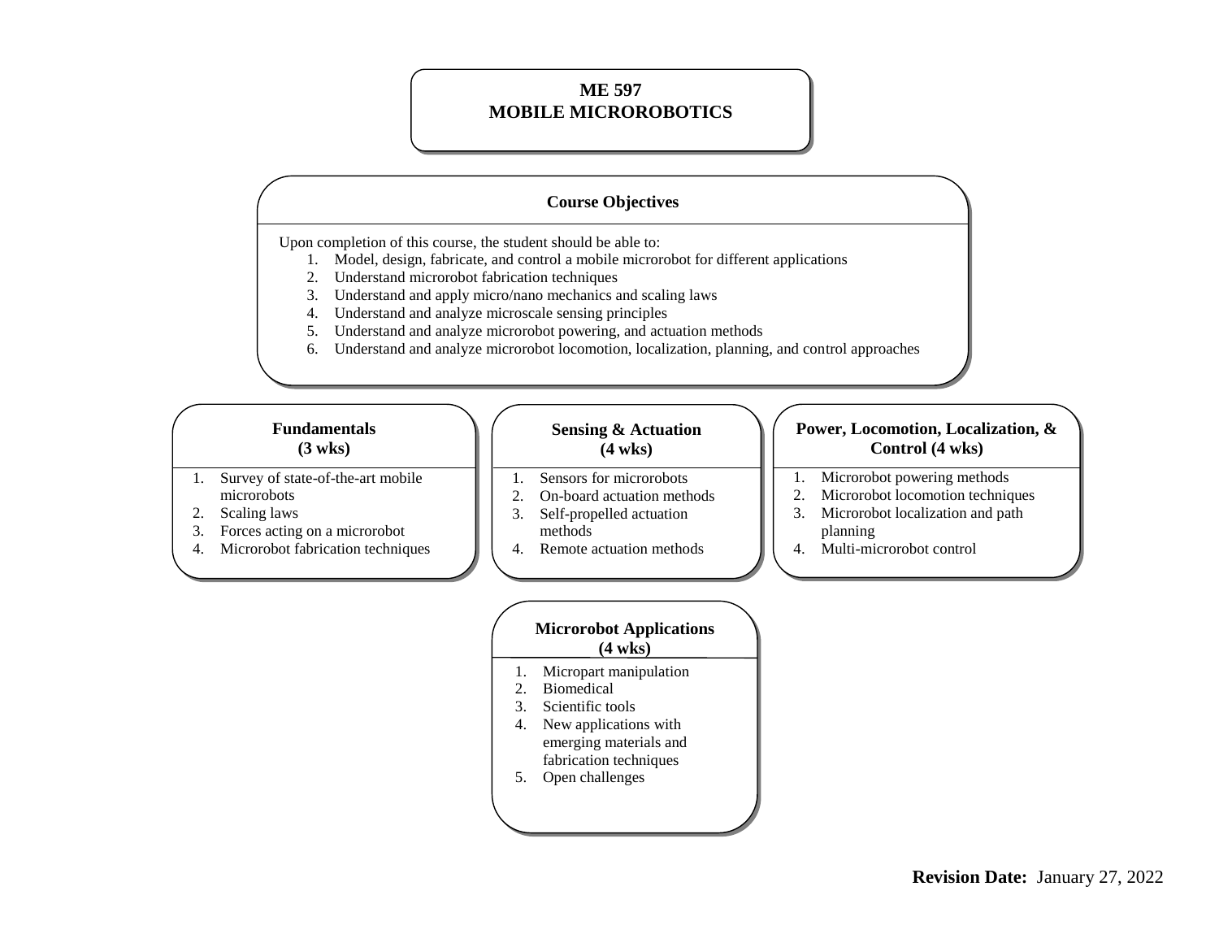# ME 597
# MOBILE MICROROBOTICS

## Course Objectives

Upon completion of this course, the student should be able to:

1. Model, design, fabricate, and control a mobile microrobot for different applications
2. Understand microrobot fabrication techniques
3. Understand and apply micro/nano mechanics and scaling laws
4. Understand and analyze microscale sensing principles
5. Understand and analyze microrobot powering, and actuation methods
6. Understand and analyze microrobot locomotion, localization, planning, and control approaches

## Fundamentals (3 wks)

1. Survey of state-of-the-art mobile microrobots
2. Scaling laws
3. Forces acting on a microrobot
4. Microrobot fabrication techniques

## Sensing & Actuation (4 wks)

1. Sensors for microrobots
2. On-board actuation methods
3. Self-propelled actuation methods
4. Remote actuation methods

## Power, Locomotion, Localization, & Control (4 wks)

1. Microrobot powering methods
2. Microrobot locomotion techniques
3. Microrobot localization and path planning
4. Multi-microrobot control

## Microrobot Applications (4 wks)

1. Micropart manipulation
2. Biomedical
3. Scientific tools
4. New applications with emerging materials and fabrication techniques
5. Open challenges

**Revision Date:** January 27, 2022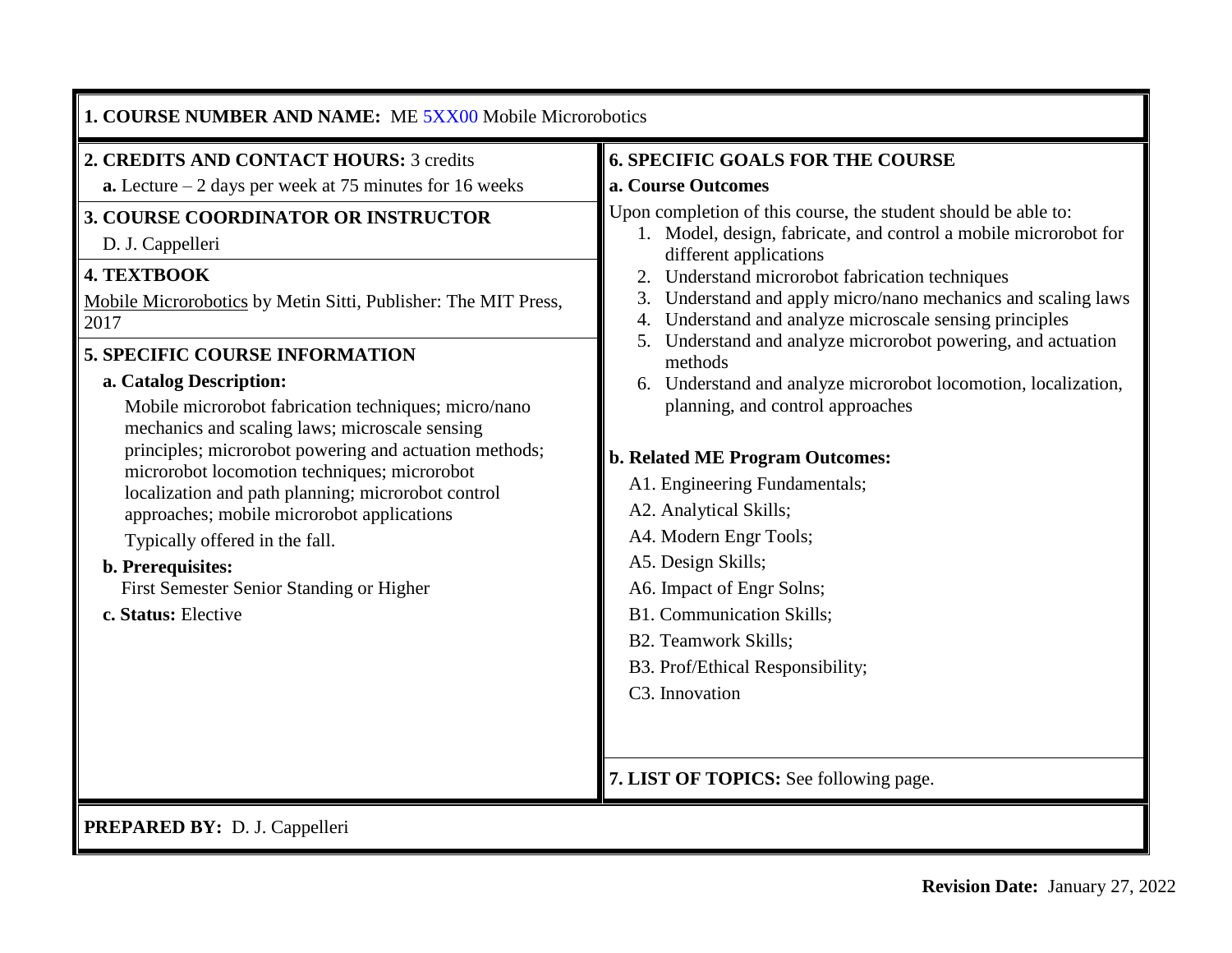**1. COURSE NUMBER AND NAME:** ME 5XX00 Mobile Microrobotics

**2. CREDITS AND CONTACT HOURS:** 3 credits

**a.** Lecture – 2 days per week at 75 minutes for 16 weeks

**3. COURSE COORDINATOR OR INSTRUCTOR**

D. J. Cappelleri

**4. TEXTBOOK**

Mobile Microrobotics by Metin Sitti, Publisher: The MIT Press, 2017

**5. SPECIFIC COURSE INFORMATION**

**a. Catalog Description:**

Mobile microrobot fabrication techniques; micro/nano mechanics and scaling laws; microscale sensing principles; microrobot powering and actuation methods; microrobot locomotion techniques; microrobot localization and path planning; microrobot control approaches; mobile microrobot applications

Typically offered in the fall.

**b. Prerequisites:**

First Semester Senior Standing or Higher

**c. Status:** Elective

**6. SPECIFIC GOALS FOR THE COURSE**

**a. Course Outcomes**

Upon completion of this course, the student should be able to:

1. Model, design, fabricate, and control a mobile microrobot for different applications
2. Understand microrobot fabrication techniques
3. Understand and apply micro/nano mechanics and scaling laws
4. Understand and analyze microscale sensing principles
5. Understand and analyze microrobot powering, and actuation methods
6. Understand and analyze microrobot locomotion, localization, planning, and control approaches

**b. Related ME Program Outcomes:**

A1. Engineering Fundamentals;

A2. Analytical Skills;

A4. Modern Engr Tools;

A5. Design Skills;

A6. Impact of Engr Solns;

B1. Communication Skills;

B2. Teamwork Skills;

B3. Prof/Ethical Responsibility;

C3. Innovation

**7. LIST OF TOPICS:** See following page.

**PREPARED BY:** D. J. Cappelleri

**Revision Date:** January 27, 2022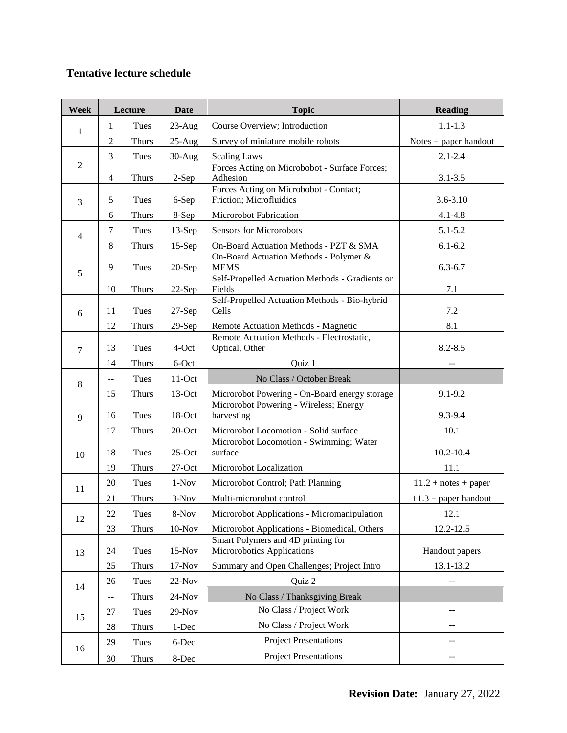**Tentative lecture schedule**

| Week | Lecture | | Date | Topic | Reading |
|---|---|---|---|---|---|
| 1 | 1 | Tues | 23-Aug | Course Overview; Introduction | 1.1-1.3 |
| | 2 | Thurs | 25-Aug | Survey of miniature mobile robots | Notes + paper handout |
| 2 | 3 | Tues | 30-Aug | Scaling Laws | 2.1-2.4 |
| | 4 | Thurs | 2-Sep | Forces Acting on Microbobot - Surface Forces; Adhesion | 3.1-3.5 |
| 3 | 5 | Tues | 6-Sep | Forces Acting on Microbobot - Contact; Friction; Microfluidics | 3.6-3.10 |
| | 6 | Thurs | 8-Sep | Microrobot Fabrication | 4.1-4.8 |
| 4 | 7 | Tues | 13-Sep | Sensors for Microrobots | 5.1-5.2 |
| | 8 | Thurs | 15-Sep | On-Board Actuation Methods - PZT & SMA | 6.1-6.2 |
| 5 | 9 | Tues | 20-Sep | On-Board Actuation Methods - Polymer & MEMS | 6.3-6.7 |
| | 10 | Thurs | 22-Sep | Self-Propelled Actuation Methods - Gradients or Fields | 7.1 |
| 6 | 11 | Tues | 27-Sep | Self-Propelled Actuation Methods - Bio-hybrid Cells | 7.2 |
| | 12 | Thurs | 29-Sep | Remote Actuation Methods - Magnetic | 8.1 |
| 7 | 13 | Tues | 4-Oct | Remote Actuation Methods - Electrostatic, Optical, Other | 8.2-8.5 |
| | 14 | Thurs | 6-Oct | Quiz 1 | -- |
| 8 | -- | Tues | 11-Oct | No Class / October Break | |
| | 15 | Thurs | 13-Oct | Microrobot Powering - On-Board energy storage | 9.1-9.2 |
| 9 | 16 | Tues | 18-Oct | Microrobot Powering - Wireless; Energy harvesting | 9.3-9.4 |
| | 17 | Thurs | 20-Oct | Microrobot Locomotion - Solid surface | 10.1 |
| 10 | 18 | Tues | 25-Oct | Microrobot Locomotion - Swimming; Water surface | 10.2-10.4 |
| | 19 | Thurs | 27-Oct | Microrobot Localization | 11.1 |
| 11 | 20 | Tues | 1-Nov | Microrobot Control; Path Planning | 11.2 + notes + paper |
| | 21 | Thurs | 3-Nov | Multi-microrobot control | 11.3 + paper handout |
| 12 | 22 | Tues | 8-Nov | Microrobot Applications - Micromanipulation | 12.1 |
| | 23 | Thurs | 10-Nov | Microrobot Applications - Biomedical, Others | 12.2-12.5 |
| 13 | 24 | Tues | 15-Nov | Smart Polymers and 4D printing for Microrobotics Applications | Handout papers |
| | 25 | Thurs | 17-Nov | Summary and Open Challenges; Project Intro | 13.1-13.2 |
| 14 | 26 | Tues | 22-Nov | Quiz 2 | -- |
| | -- | Thurs | 24-Nov | No Class / Thanksgiving Break | |
| 15 | 27 | Tues | 29-Nov | No Class / Project Work | -- |
| | 28 | Thurs | 1-Dec | No Class / Project Work | -- |
| 16 | 29 | Tues | 6-Dec | Project Presentations | -- |
| | 30 | Thurs | 8-Dec | Project Presentations | -- |

**Revision Date:** January 27, 2022